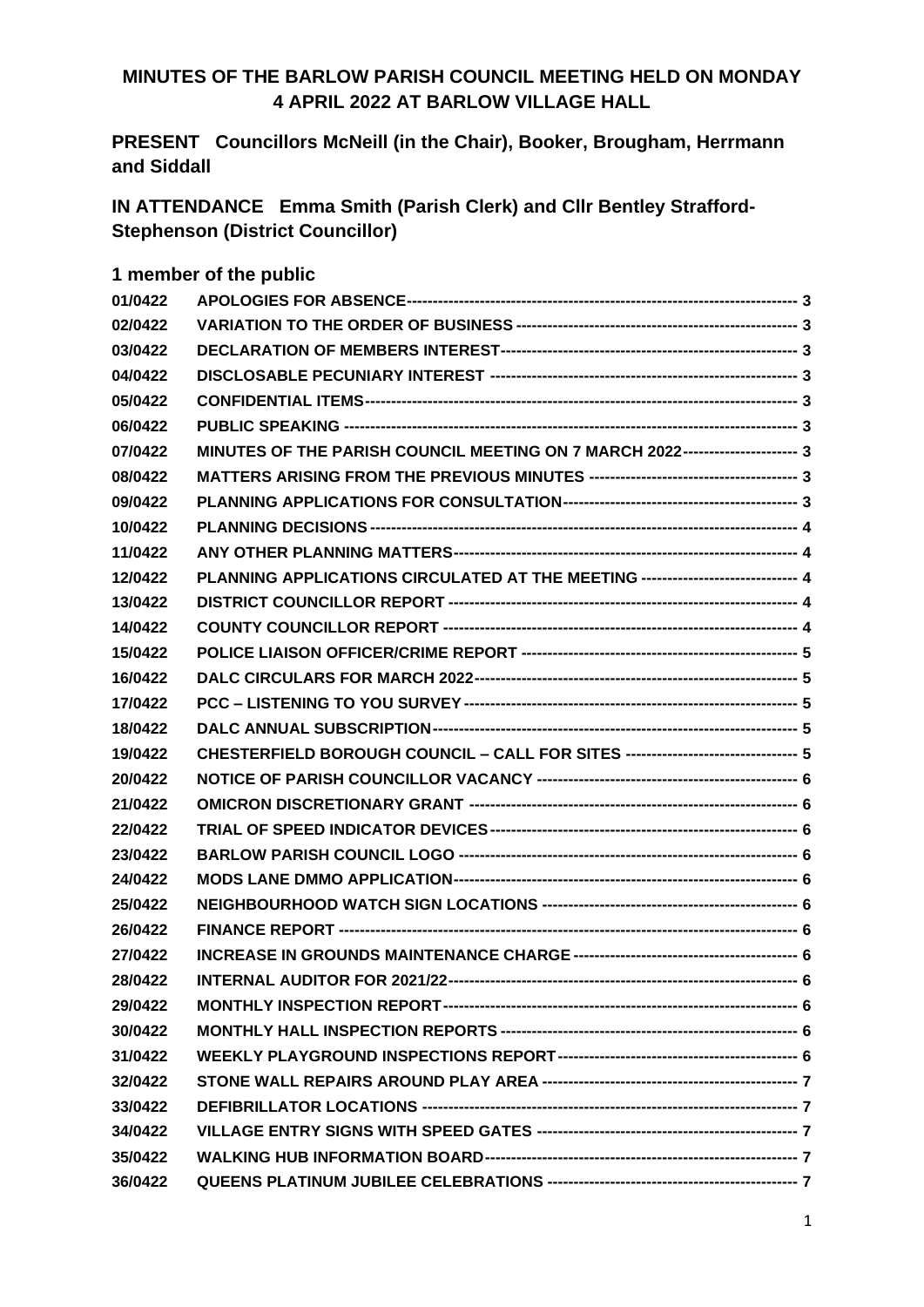# MINUTES OF THE BARLOW PARISH COUNCIL MEETING HELD ON MONDAY 4 APRIL 2022 AT BARLOW VILLAGE HALL

**PRESENT** Councillors McNeill (in the Chair), Booker, Brougham, Herrmann and Siddall

**IN ATTENDANCE** Emma Smith (Parish Clerk) and Cllr Bentley Strafford-Stephenson (District Councillor)

**1 member of the public**

| | | |
|---|---|---|
| 01/0422 | APOLOGIES FOR ABSENCE | 3 |
| 02/0422 | VARIATION TO THE ORDER OF BUSINESS | 3 |
| 03/0422 | DECLARATION OF MEMBERS INTEREST | 3 |
| 04/0422 | DISCLOSABLE PECUNIARY INTEREST | 3 |
| 05/0422 | CONFIDENTIAL ITEMS | 3 |
| 06/0422 | PUBLIC SPEAKING | 3 |
| 07/0422 | MINUTES OF THE PARISH COUNCIL MEETING ON 7 MARCH 2022 | 3 |
| 08/0422 | MATTERS ARISING FROM THE PREVIOUS MINUTES | 3 |
| 09/0422 | PLANNING APPLICATIONS FOR CONSULTATION | 3 |
| 10/0422 | PLANNING DECISIONS | 4 |
| 11/0422 | ANY OTHER PLANNING MATTERS | 4 |
| 12/0422 | PLANNING APPLICATIONS CIRCULATED AT THE MEETING | 4 |
| 13/0422 | DISTRICT COUNCILLOR REPORT | 4 |
| 14/0422 | COUNTY COUNCILLOR REPORT | 4 |
| 15/0422 | POLICE LIAISON OFFICER/CRIME REPORT | 5 |
| 16/0422 | DALC CIRCULARS FOR MARCH 2022 | 5 |
| 17/0422 | PCC – LISTENING TO YOU SURVEY | 5 |
| 18/0422 | DALC ANNUAL SUBSCRIPTION | 5 |
| 19/0422 | CHESTERFIELD BOROUGH COUNCIL – CALL FOR SITES | 5 |
| 20/0422 | NOTICE OF PARISH COUNCILLOR VACANCY | 6 |
| 21/0422 | OMICRON DISCRETIONARY GRANT | 6 |
| 22/0422 | TRIAL OF SPEED INDICATOR DEVICES | 6 |
| 23/0422 | BARLOW PARISH COUNCIL LOGO | 6 |
| 24/0422 | MODS LANE DMMO APPLICATION | 6 |
| 25/0422 | NEIGHBOURHOOD WATCH SIGN LOCATIONS | 6 |
| 26/0422 | FINANCE REPORT | 6 |
| 27/0422 | INCREASE IN GROUNDS MAINTENANCE CHARGE | 6 |
| 28/0422 | INTERNAL AUDITOR FOR 2021/22 | 6 |
| 29/0422 | MONTHLY INSPECTION REPORT | 6 |
| 30/0422 | MONTHLY HALL INSPECTION REPORTS | 6 |
| 31/0422 | WEEKLY PLAYGROUND INSPECTIONS REPORT | 6 |
| 32/0422 | STONE WALL REPAIRS AROUND PLAY AREA | 7 |
| 33/0422 | DEFIBRILLATOR LOCATIONS | 7 |
| 34/0422 | VILLAGE ENTRY SIGNS WITH SPEED GATES | 7 |
| 35/0422 | WALKING HUB INFORMATION BOARD | 7 |
| 36/0422 | QUEENS PLATINUM JUBILEE CELEBRATIONS | 7 |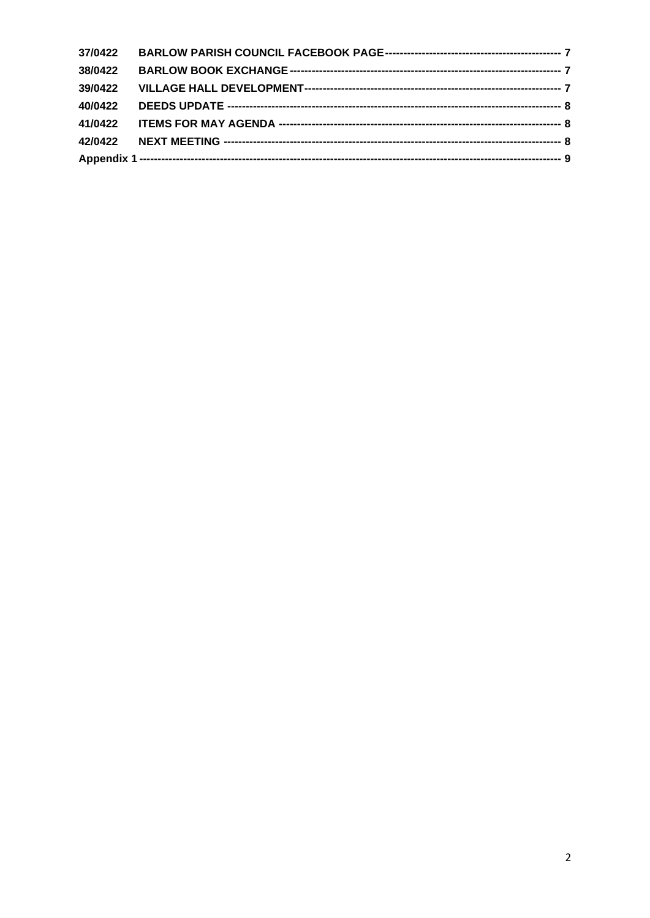| | | |
|---|---|---|
| **37/0422** | **BARLOW PARISH COUNCIL FACEBOOK PAGE** | **7** |
| **38/0422** | **BARLOW BOOK EXCHANGE** | **7** |
| **39/0422** | **VILLAGE HALL DEVELOPMENT** | **7** |
| **40/0422** | **DEEDS UPDATE** | **8** |
| **41/0422** | **ITEMS FOR MAY AGENDA** | **8** |
| **42/0422** | **NEXT MEETING** | **8** |
| **Appendix 1** | | **9** |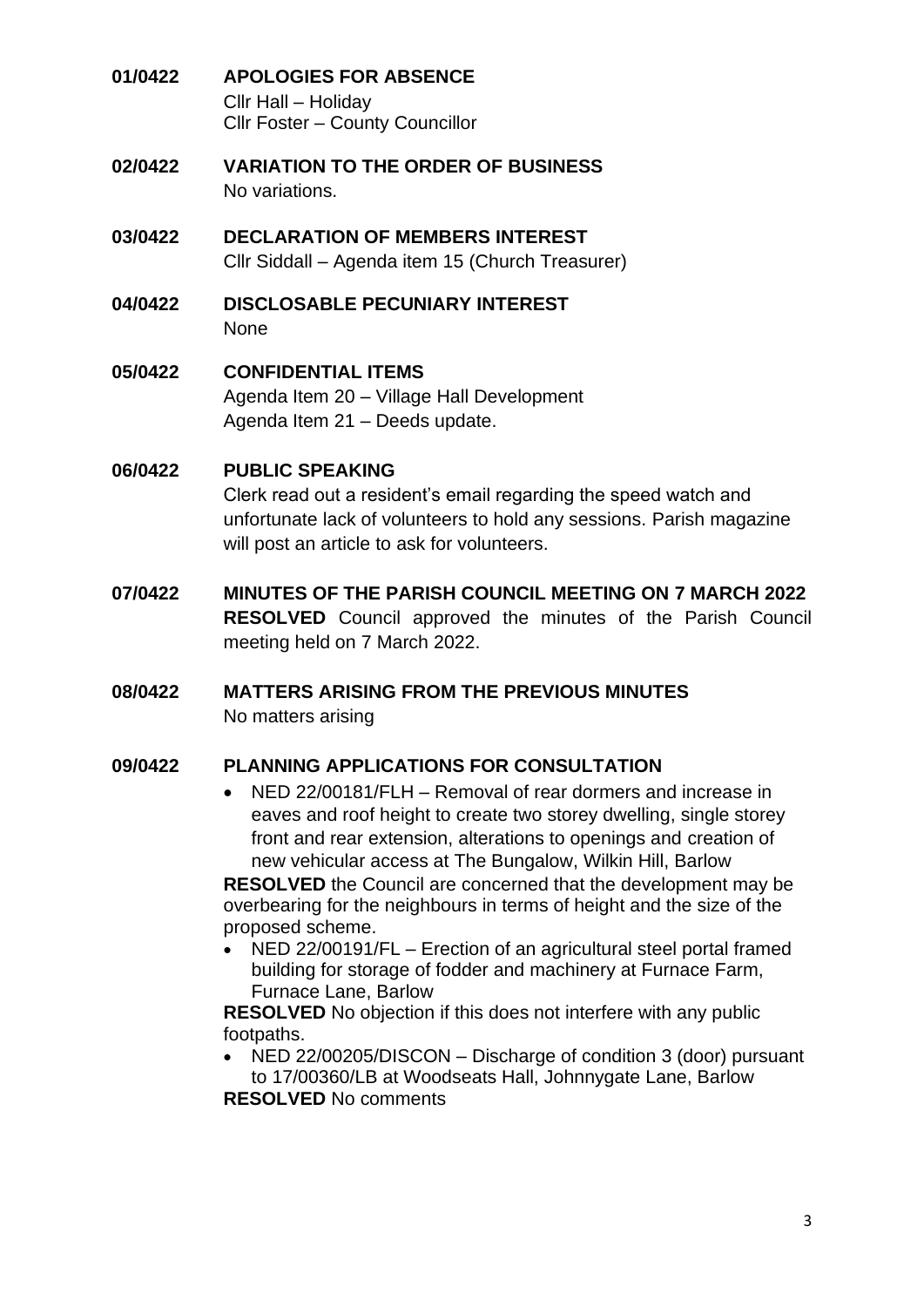**01/0422 APOLOGIES FOR ABSENCE**

Cllr Hall – Holiday
Cllr Foster – County Councillor

**02/0422 VARIATION TO THE ORDER OF BUSINESS**

No variations.

**03/0422 DECLARATION OF MEMBERS INTEREST**

Cllr Siddall – Agenda item 15 (Church Treasurer)

**04/0422 DISCLOSABLE PECUNIARY INTEREST**

None

**05/0422 CONFIDENTIAL ITEMS**

Agenda Item 20 – Village Hall Development
Agenda Item 21 – Deeds update.

**06/0422 PUBLIC SPEAKING**

Clerk read out a resident's email regarding the speed watch and unfortunate lack of volunteers to hold any sessions. Parish magazine will post an article to ask for volunteers.

**07/0422 MINUTES OF THE PARISH COUNCIL MEETING ON 7 MARCH 2022**

**RESOLVED** Council approved the minutes of the Parish Council meeting held on 7 March 2022.

**08/0422 MATTERS ARISING FROM THE PREVIOUS MINUTES**

No matters arising

**09/0422 PLANNING APPLICATIONS FOR CONSULTATION**

- NED 22/00181/FLH – Removal of rear dormers and increase in eaves and roof height to create two storey dwelling, single storey front and rear extension, alterations to openings and creation of new vehicular access at The Bungalow, Wilkin Hill, Barlow

**RESOLVED** the Council are concerned that the development may be overbearing for the neighbours in terms of height and the size of the proposed scheme.

- NED 22/00191/FL – Erection of an agricultural steel portal framed building for storage of fodder and machinery at Furnace Farm, Furnace Lane, Barlow

**RESOLVED** No objection if this does not interfere with any public footpaths.

- NED 22/00205/DISCON – Discharge of condition 3 (door) pursuant to 17/00360/LB at Woodseats Hall, Johnnygate Lane, Barlow

**RESOLVED** No comments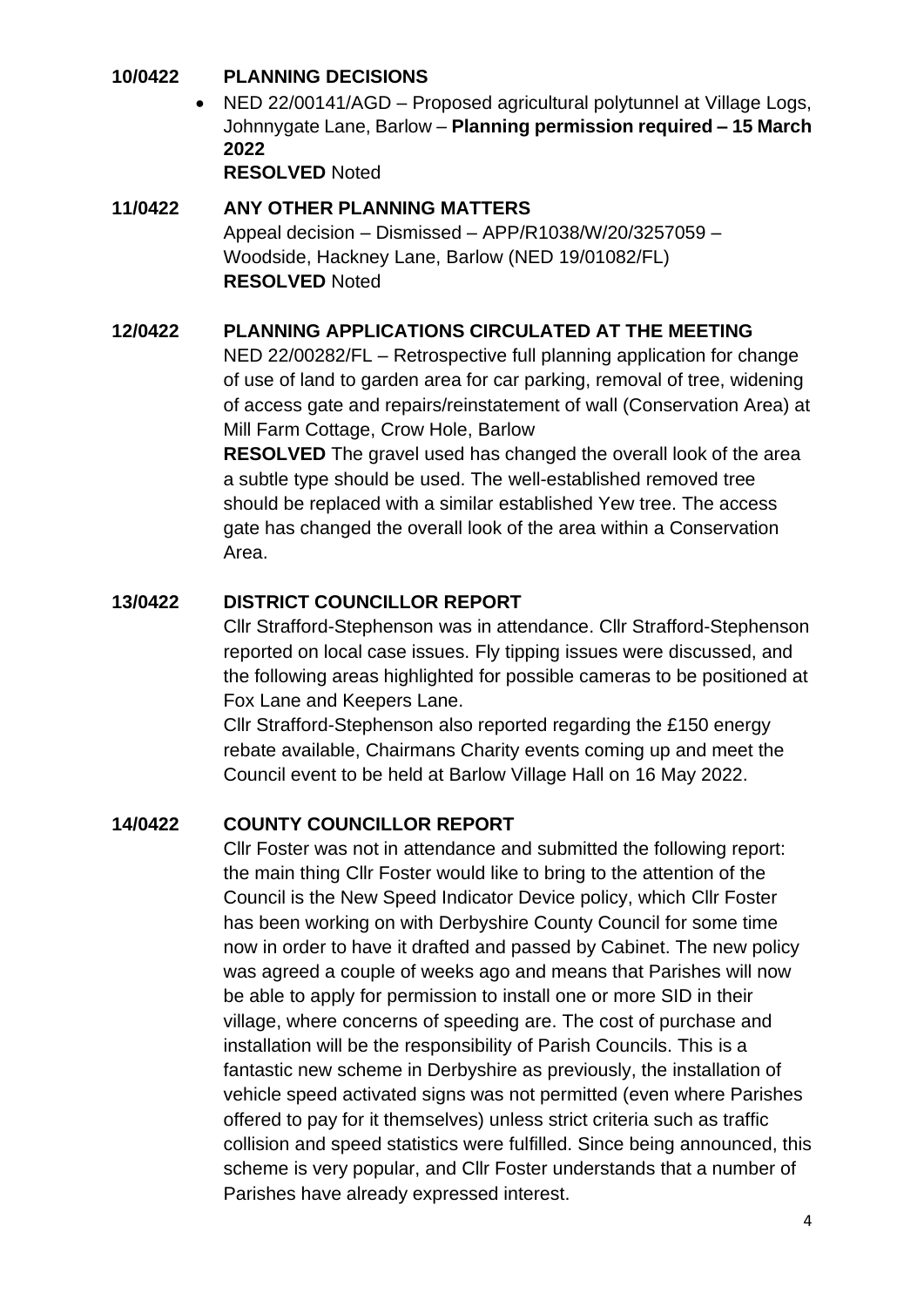**10/0422 PLANNING DECISIONS**

- NED 22/00141/AGD – Proposed agricultural polytunnel at Village Logs, Johnnygate Lane, Barlow – **Planning permission required – 15 March 2022**
  **RESOLVED** Noted

**11/0422 ANY OTHER PLANNING MATTERS**

Appeal decision – Dismissed – APP/R1038/W/20/3257059 – Woodside, Hackney Lane, Barlow (NED 19/01082/FL)
**RESOLVED** Noted

**12/0422 PLANNING APPLICATIONS CIRCULATED AT THE MEETING**

NED 22/00282/FL – Retrospective full planning application for change of use of land to garden area for car parking, removal of tree, widening of access gate and repairs/reinstatement of wall (Conservation Area) at Mill Farm Cottage, Crow Hole, Barlow

**RESOLVED** The gravel used has changed the overall look of the area a subtle type should be used. The well-established removed tree should be replaced with a similar established Yew tree. The access gate has changed the overall look of the area within a Conservation Area.

**13/0422 DISTRICT COUNCILLOR REPORT**

Cllr Strafford-Stephenson was in attendance. Cllr Strafford-Stephenson reported on local case issues. Fly tipping issues were discussed, and the following areas highlighted for possible cameras to be positioned at Fox Lane and Keepers Lane.

Cllr Strafford-Stephenson also reported regarding the £150 energy rebate available, Chairmans Charity events coming up and meet the Council event to be held at Barlow Village Hall on 16 May 2022.

**14/0422 COUNTY COUNCILLOR REPORT**

Cllr Foster was not in attendance and submitted the following report: the main thing Cllr Foster would like to bring to the attention of the Council is the New Speed Indicator Device policy, which Cllr Foster has been working on with Derbyshire County Council for some time now in order to have it drafted and passed by Cabinet. The new policy was agreed a couple of weeks ago and means that Parishes will now be able to apply for permission to install one or more SID in their village, where concerns of speeding are. The cost of purchase and installation will be the responsibility of Parish Councils. This is a fantastic new scheme in Derbyshire as previously, the installation of vehicle speed activated signs was not permitted (even where Parishes offered to pay for it themselves) unless strict criteria such as traffic collision and speed statistics were fulfilled. Since being announced, this scheme is very popular, and Cllr Foster understands that a number of Parishes have already expressed interest.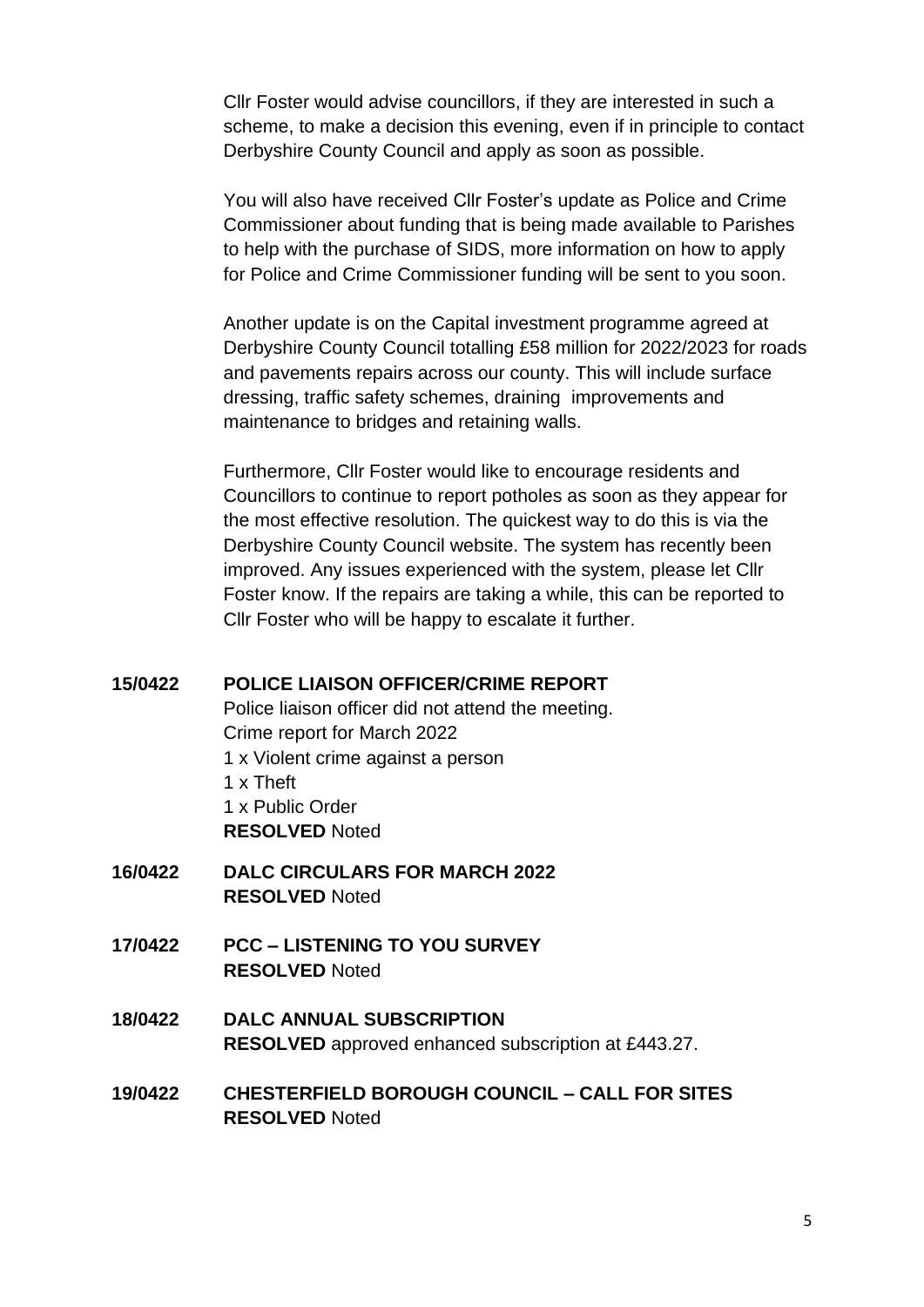Cllr Foster would advise councillors, if they are interested in such a scheme, to make a decision this evening, even if in principle to contact Derbyshire County Council and apply as soon as possible.

You will also have received Cllr Foster's update as Police and Crime Commissioner about funding that is being made available to Parishes to help with the purchase of SIDS, more information on how to apply for Police and Crime Commissioner funding will be sent to you soon.

Another update is on the Capital investment programme agreed at Derbyshire County Council totalling £58 million for 2022/2023 for roads and pavements repairs across our county. This will include surface dressing, traffic safety schemes, draining improvements and maintenance to bridges and retaining walls.

Furthermore, Cllr Foster would like to encourage residents and Councillors to continue to report potholes as soon as they appear for the most effective resolution. The quickest way to do this is via the Derbyshire County Council website. The system has recently been improved. Any issues experienced with the system, please let Cllr Foster know. If the repairs are taking a while, this can be reported to Cllr Foster who will be happy to escalate it further.

**15/0422 POLICE LIAISON OFFICER/CRIME REPORT**

Police liaison officer did not attend the meeting.
Crime report for March 2022
1 x Violent crime against a person
1 x Theft
1 x Public Order
**RESOLVED** Noted

**16/0422 DALC CIRCULARS FOR MARCH 2022**

**RESOLVED** Noted

**17/0422 PCC – LISTENING TO YOU SURVEY**

**RESOLVED** Noted

**18/0422 DALC ANNUAL SUBSCRIPTION**

**RESOLVED** approved enhanced subscription at £443.27.

**19/0422 CHESTERFIELD BOROUGH COUNCIL – CALL FOR SITES**

**RESOLVED** Noted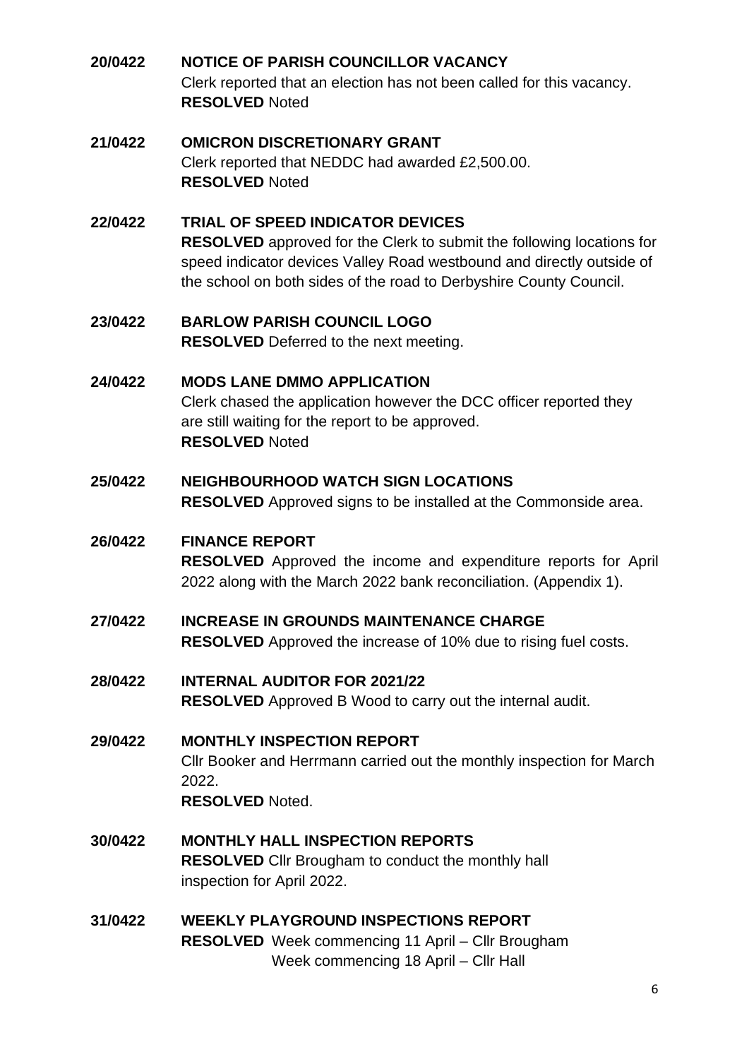**20/0422 NOTICE OF PARISH COUNCILLOR VACANCY**

Clerk reported that an election has not been called for this vacancy.
**RESOLVED** Noted

**21/0422 OMICRON DISCRETIONARY GRANT**

Clerk reported that NEDDC had awarded £2,500.00.
**RESOLVED** Noted

**22/0422 TRIAL OF SPEED INDICATOR DEVICES**

**RESOLVED** approved for the Clerk to submit the following locations for speed indicator devices Valley Road westbound and directly outside of the school on both sides of the road to Derbyshire County Council.

**23/0422 BARLOW PARISH COUNCIL LOGO**

**RESOLVED** Deferred to the next meeting.

**24/0422 MODS LANE DMMO APPLICATION**

Clerk chased the application however the DCC officer reported they are still waiting for the report to be approved.
**RESOLVED** Noted

**25/0422 NEIGHBOURHOOD WATCH SIGN LOCATIONS**

**RESOLVED** Approved signs to be installed at the Commonside area.

**26/0422 FINANCE REPORT**

**RESOLVED** Approved the income and expenditure reports for April 2022 along with the March 2022 bank reconciliation. (Appendix 1).

**27/0422 INCREASE IN GROUNDS MAINTENANCE CHARGE**

**RESOLVED** Approved the increase of 10% due to rising fuel costs.

**28/0422 INTERNAL AUDITOR FOR 2021/22**

**RESOLVED** Approved B Wood to carry out the internal audit.

**29/0422 MONTHLY INSPECTION REPORT**

Cllr Booker and Herrmann carried out the monthly inspection for March 2022.
**RESOLVED** Noted.

**30/0422 MONTHLY HALL INSPECTION REPORTS**

**RESOLVED** Cllr Brougham to conduct the monthly hall inspection for April 2022.

**31/0422 WEEKLY PLAYGROUND INSPECTIONS REPORT**

**RESOLVED** Week commencing 11 April – Cllr Brougham
Week commencing 18 April – Cllr Hall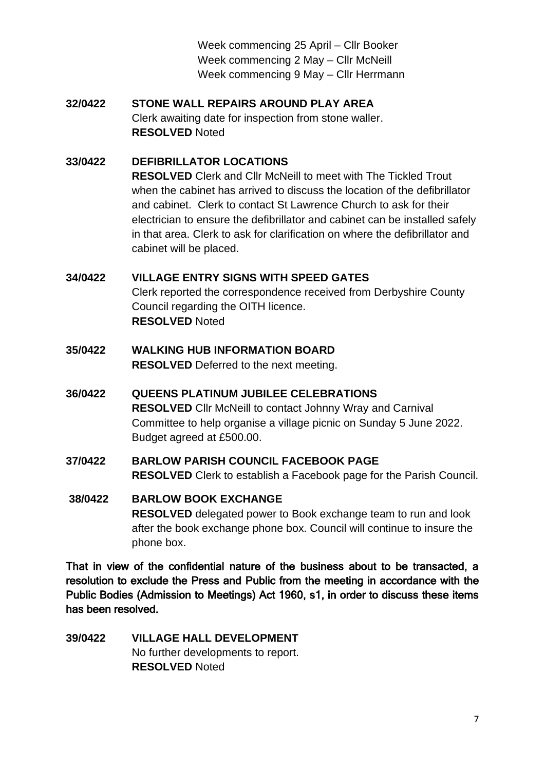Week commencing 25 April – Cllr Booker
Week commencing 2 May – Cllr McNeill
Week commencing 9 May – Cllr Herrmann

**32/0422 STONE WALL REPAIRS AROUND PLAY AREA**

Clerk awaiting date for inspection from stone waller.
**RESOLVED** Noted

**33/0422 DEFIBRILLATOR LOCATIONS**

**RESOLVED** Clerk and Cllr McNeill to meet with The Tickled Trout when the cabinet has arrived to discuss the location of the defibrillator and cabinet. Clerk to contact St Lawrence Church to ask for their electrician to ensure the defibrillator and cabinet can be installed safely in that area. Clerk to ask for clarification on where the defibrillator and cabinet will be placed.

**34/0422 VILLAGE ENTRY SIGNS WITH SPEED GATES**

Clerk reported the correspondence received from Derbyshire County Council regarding the OITH licence.
**RESOLVED** Noted

**35/0422 WALKING HUB INFORMATION BOARD**

**RESOLVED** Deferred to the next meeting.

**36/0422 QUEENS PLATINUM JUBILEE CELEBRATIONS**

**RESOLVED** Cllr McNeill to contact Johnny Wray and Carnival Committee to help organise a village picnic on Sunday 5 June 2022. Budget agreed at £500.00.

**37/0422 BARLOW PARISH COUNCIL FACEBOOK PAGE**

**RESOLVED** Clerk to establish a Facebook page for the Parish Council.

**38/0422 BARLOW BOOK EXCHANGE**

**RESOLVED** delegated power to Book exchange team to run and look after the book exchange phone box. Council will continue to insure the phone box.

**That in view of the confidential nature of the business about to be transacted, a resolution to exclude the Press and Public from the meeting in accordance with the Public Bodies (Admission to Meetings) Act 1960, s1, in order to discuss these items has been resolved.**

**39/0422 VILLAGE HALL DEVELOPMENT**

No further developments to report.
**RESOLVED** Noted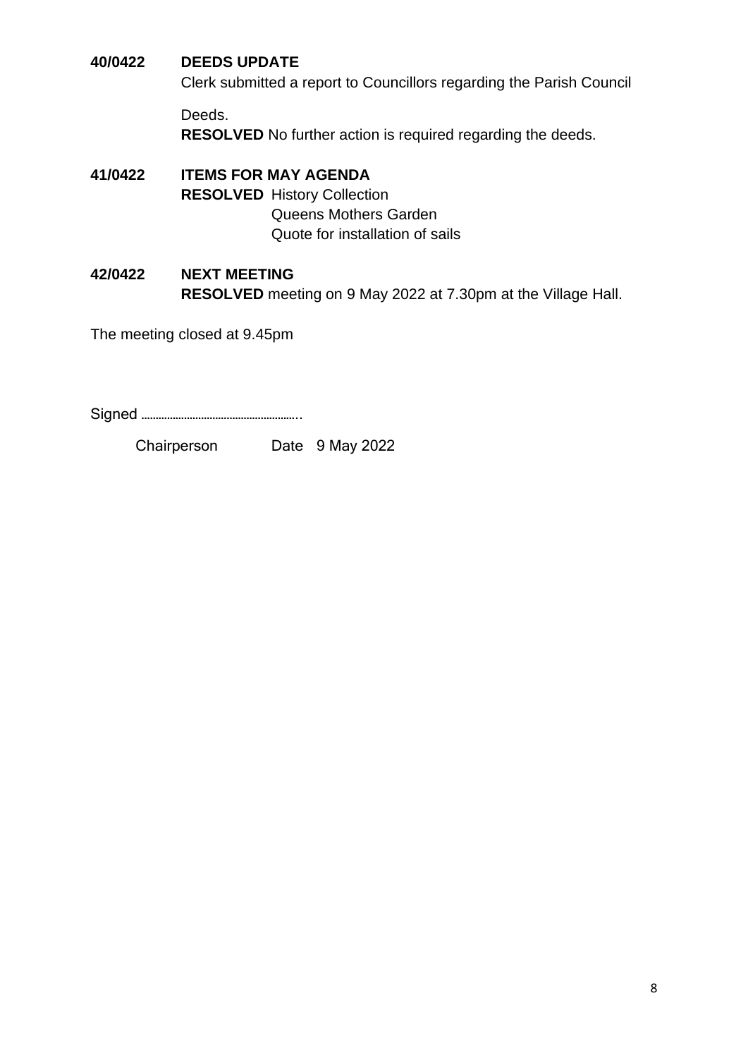**40/0422 DEEDS UPDATE**

Clerk submitted a report to Councillors regarding the Parish Council Deeds.

**RESOLVED** No further action is required regarding the deeds.

**41/0422 ITEMS FOR MAY AGENDA**

**RESOLVED** History Collection
Queens Mothers Garden
Quote for installation of sails

**42/0422 NEXT MEETING**

**RESOLVED** meeting on 9 May 2022 at 7.30pm at the Village Hall.

The meeting closed at 9.45pm

Signed ………………………………………..

Chairperson Date 9 May 2022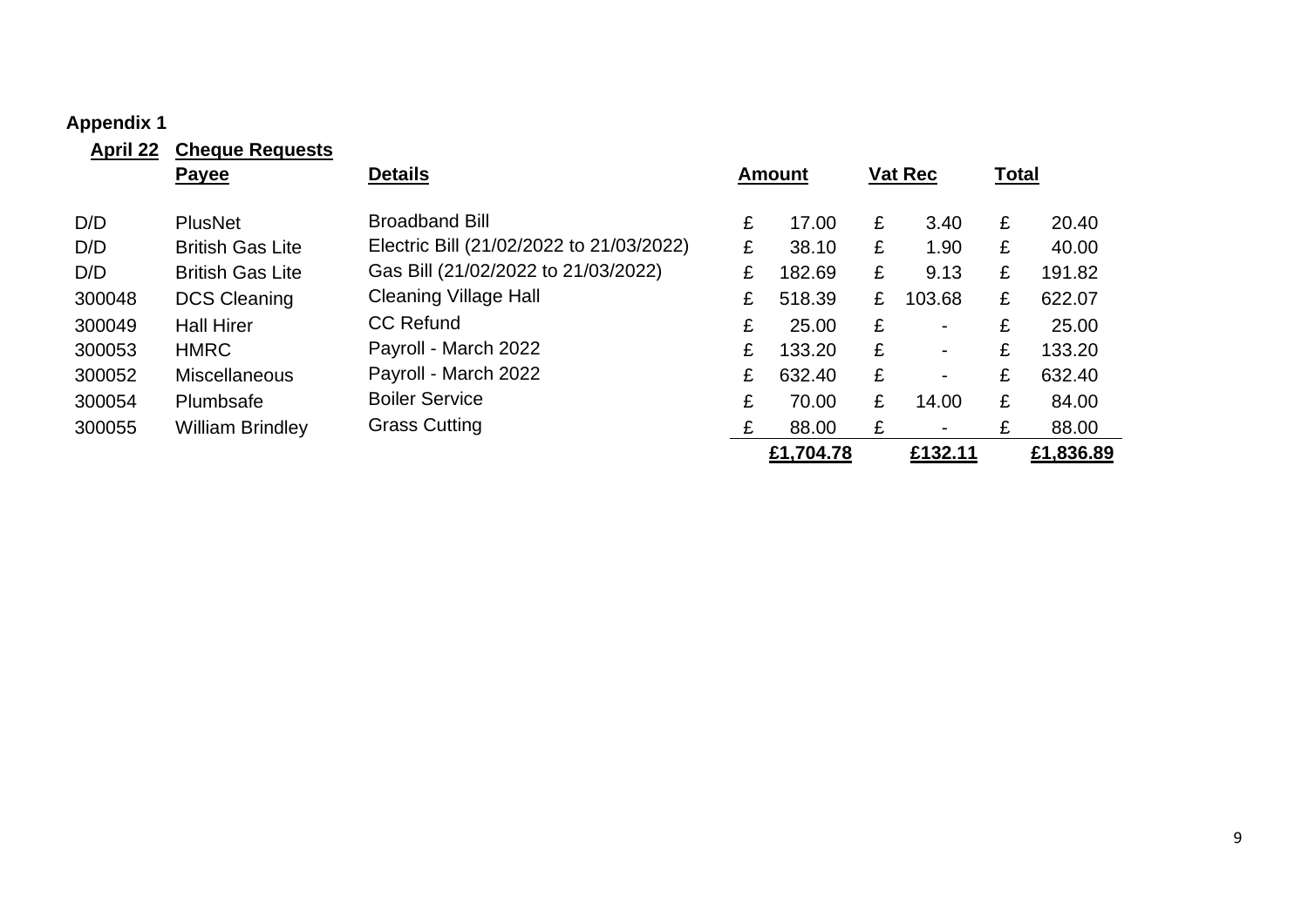**Appendix 1**

**April 22** **Cheque Requests**

| | Payee | Details | Amount | Vat Rec | Total |
|---|---|---|---|---|---|
| D/D | PlusNet | Broadband Bill | £ 17.00 | £ 3.40 | £ 20.40 |
| D/D | British Gas Lite | Electric Bill (21/02/2022 to 21/03/2022) | £ 38.10 | £ 1.90 | £ 40.00 |
| D/D | British Gas Lite | Gas Bill (21/02/2022 to 21/03/2022) | £ 182.69 | £ 9.13 | £ 191.82 |
| 300048 | DCS Cleaning | Cleaning Village Hall | £ 518.39 | £ 103.68 | £ 622.07 |
| 300049 | Hall Hirer | CC Refund | £ 25.00 | £ - | £ 25.00 |
| 300053 | HMRC | Payroll - March 2022 | £ 133.20 | £ - | £ 133.20 |
| 300052 | Miscellaneous | Payroll - March 2022 | £ 632.40 | £ - | £ 632.40 |
| 300054 | Plumbsafe | Boiler Service | £ 70.00 | £ 14.00 | £ 84.00 |
| 300055 | William Brindley | Grass Cutting | £ 88.00 | £ - | £ 88.00 |
| | | | **£1,704.78** | **£132.11** | **£1,836.89** |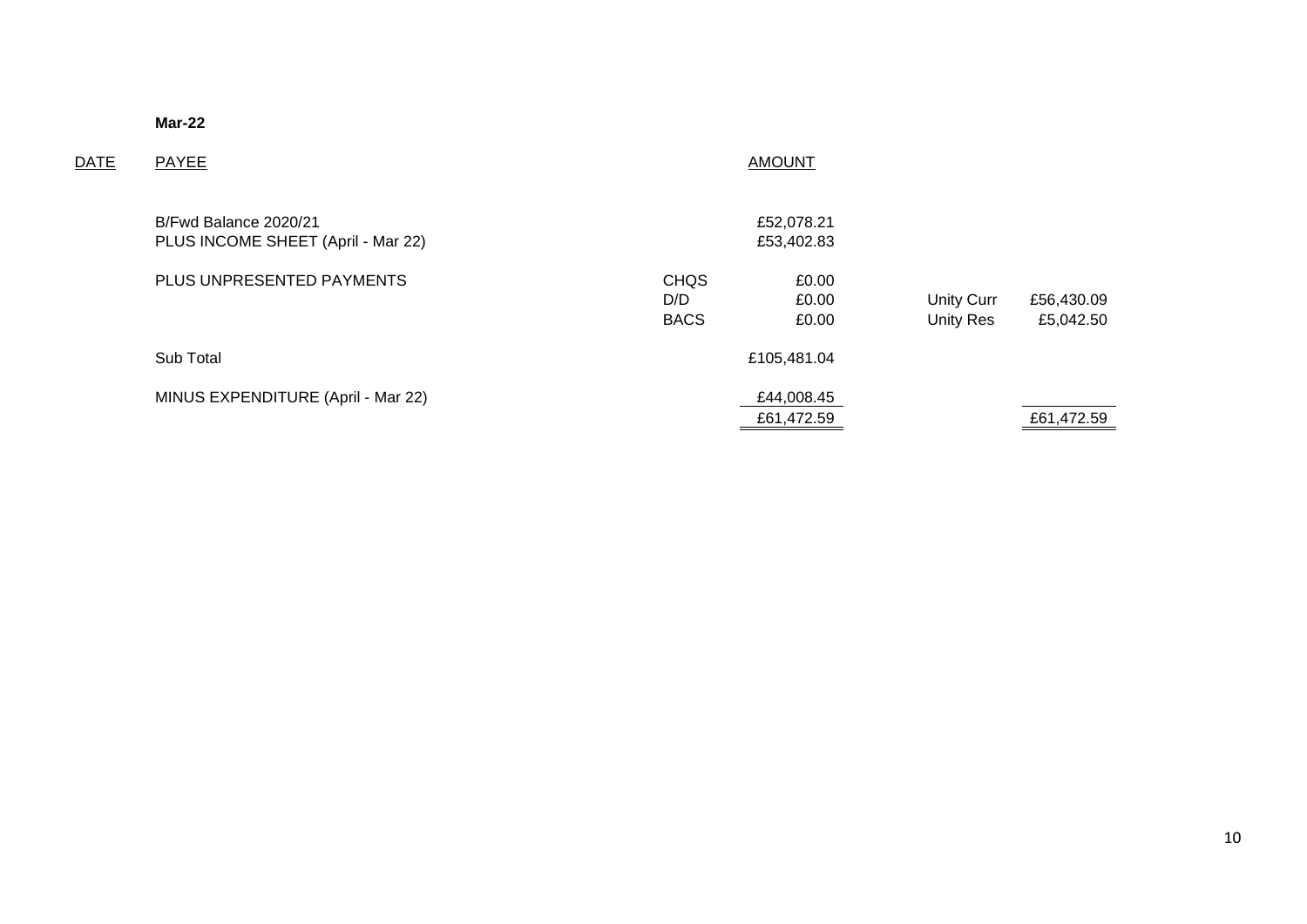**Mar-22**

| DATE | PAYEE | | AMOUNT | | |
|---|---|---|---|---|---|
| | B/Fwd Balance 2020/21 | | £52,078.21 | | |
| | PLUS INCOME SHEET (April - Mar 22) | | £53,402.83 | | |
| | PLUS UNPRESENTED PAYMENTS | CHQS | £0.00 | | |
| | | D/D | £0.00 | Unity Curr | £56,430.09 |
| | | BACS | £0.00 | Unity Res | £5,042.50 |
| | Sub Total | | £105,481.04 | | |
| | MINUS EXPENDITURE (April - Mar 22) | | £44,008.45 | | |
| | | | £61,472.59 | | £61,472.59 |